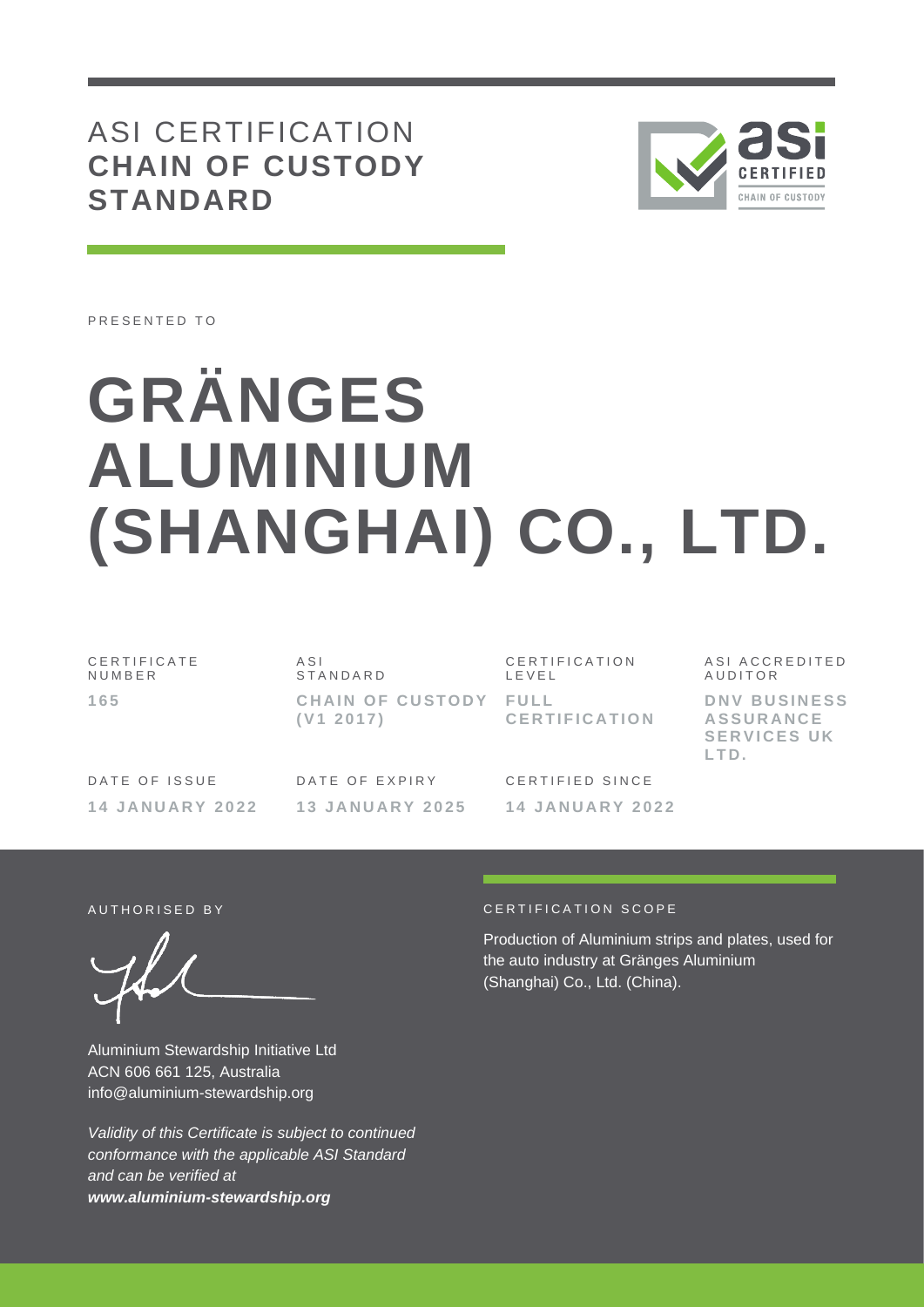# ASI CERTIFICATION **CHAIN OF CUSTODY STANDARD**

PRESENTED TO

# GRÄNGES ALUMINIUM (SHANGHAI) CO., LTD.

| CERTIFICATE NUMBER | ASI STANDARD | CERTIFICATION LEVEL | ASI ACCREDITED AUDITOR |
|---|---|---|---|
| **165** | **CHAIN OF CUSTODY (V1 2017)** | **FULL CERTIFICATION** | **DNV BUSINESS ASSURANCE SERVICES UK LTD.** |

| DATE OF ISSUE | DATE OF EXPIRY | CERTIFIED SINCE |
|---|---|---|
| **14 JANUARY 2022** | **13 JANUARY 2025** | **14 JANUARY 2022** |

AUTHORISED BY

Aluminium Stewardship Initiative Ltd
ACN 606 661 125, Australia
info@aluminium-stewardship.org

*Validity of this Certificate is subject to continued conformance with the applicable ASI Standard and can be verified at **www.aluminium-stewardship.org***

CERTIFICATION SCOPE

Production of Aluminium strips and plates, used for the auto industry at Gränges Aluminium (Shanghai) Co., Ltd. (China).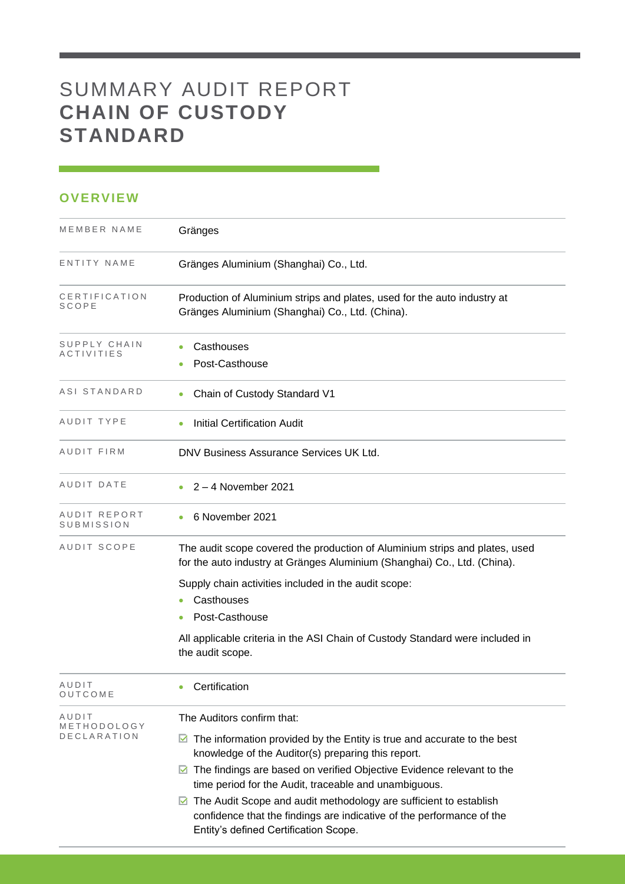# SUMMARY AUDIT REPORT **CHAIN OF CUSTODY STANDARD**

## OVERVIEW

| | |
|---|---|
| MEMBER NAME | Gränges |
| ENTITY NAME | Gränges Aluminium (Shanghai) Co., Ltd. |
| CERTIFICATION SCOPE | Production of Aluminium strips and plates, used for the auto industry at Gränges Aluminium (Shanghai) Co., Ltd. (China). |
| SUPPLY CHAIN ACTIVITIES | • Casthouses<br>• Post-Casthouse |
| ASI STANDARD | • Chain of Custody Standard V1 |
| AUDIT TYPE | • Initial Certification Audit |
| AUDIT FIRM | DNV Business Assurance Services UK Ltd. |
| AUDIT DATE | • 2 – 4 November 2021 |
| AUDIT REPORT SUBMISSION | • 6 November 2021 |
| AUDIT SCOPE | The audit scope covered the production of Aluminium strips and plates, used for the auto industry at Gränges Aluminium (Shanghai) Co., Ltd. (China).<br><br>Supply chain activities included in the audit scope:<br>• Casthouses<br>• Post-Casthouse<br><br>All applicable criteria in the ASI Chain of Custody Standard were included in the audit scope. |
| AUDIT OUTCOME | • Certification |
| AUDIT METHODOLOGY DECLARATION | The Auditors confirm that:<br>☑ The information provided by the Entity is true and accurate to the best knowledge of the Auditor(s) preparing this report.<br>☑ The findings are based on verified Objective Evidence relevant to the time period for the Audit, traceable and unambiguous.<br>☑ The Audit Scope and audit methodology are sufficient to establish confidence that the findings are indicative of the performance of the Entity's defined Certification Scope. |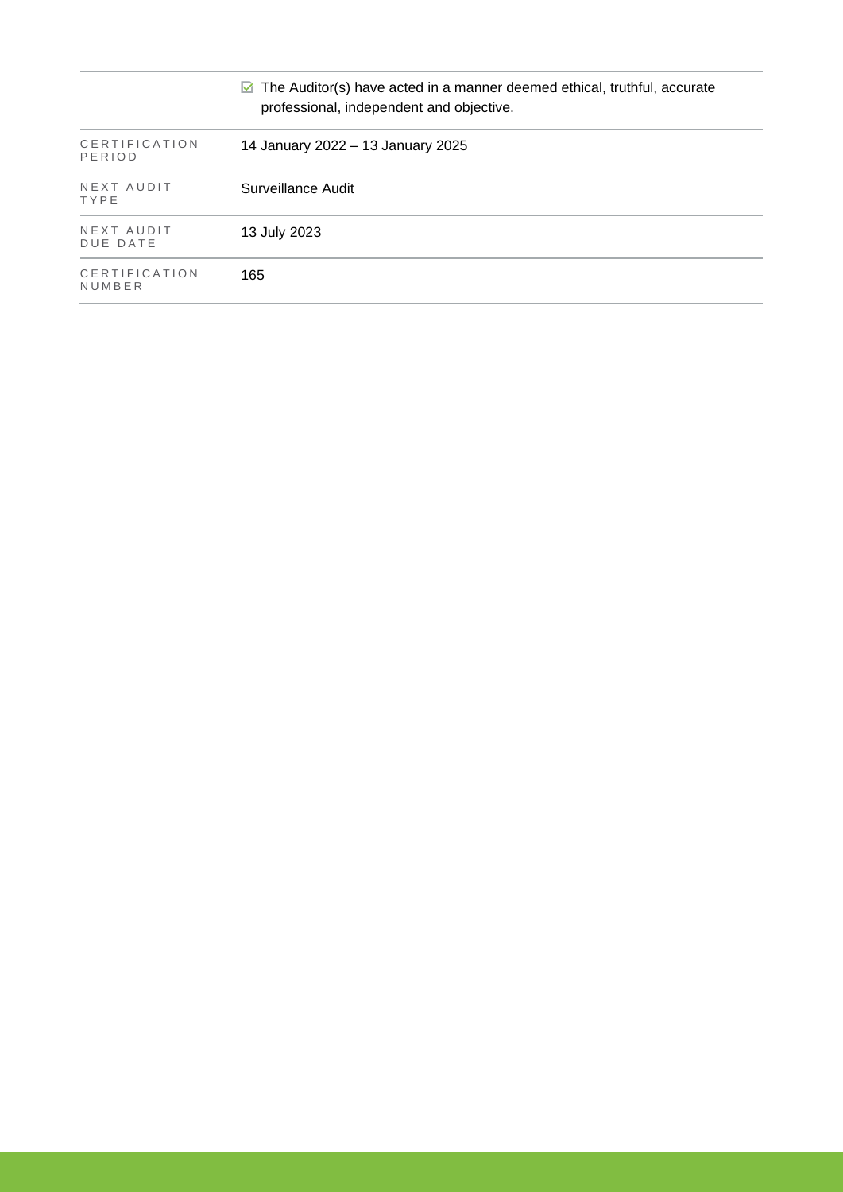| | |
|---|---|
| | ☑ The Auditor(s) have acted in a manner deemed ethical, truthful, accurate professional, independent and objective. |
| CERTIFICATION PERIOD | 14 January 2022 – 13 January 2025 |
| NEXT AUDIT TYPE | Surveillance Audit |
| NEXT AUDIT DUE DATE | 13 July 2023 |
| CERTIFICATION NUMBER | 165 |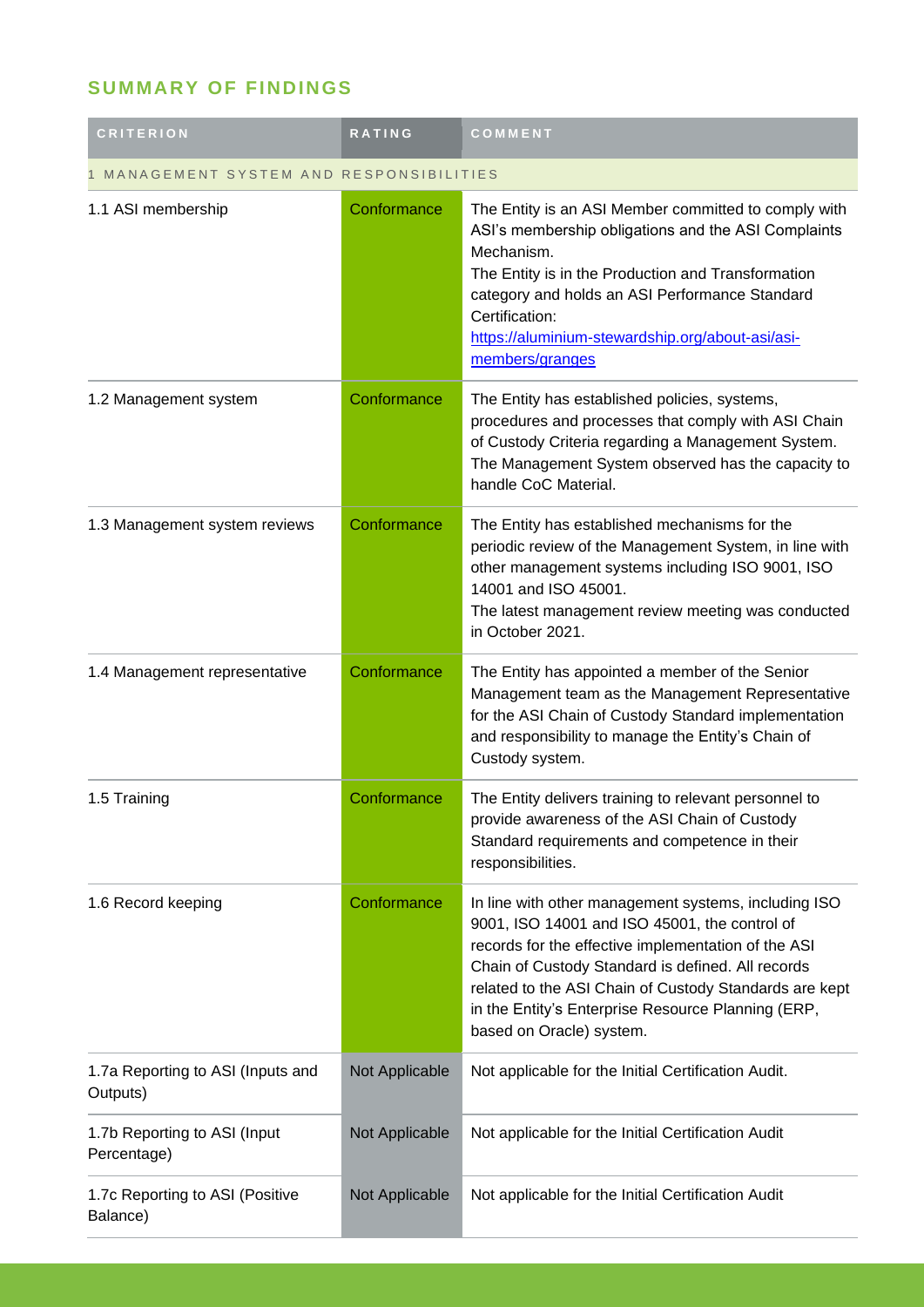## SUMMARY OF FINDINGS

| CRITERION | RATING | COMMENT |
|---|---|---|
| 1 MANAGEMENT SYSTEM AND RESPONSIBILITIES | | |
| 1.1 ASI membership | Conformance | The Entity is an ASI Member committed to comply with ASI's membership obligations and the ASI Complaints Mechanism.<br>The Entity is in the Production and Transformation category and holds an ASI Performance Standard Certification:<br>https://aluminium-stewardship.org/about-asi/asi-members/granges |
| 1.2 Management system | Conformance | The Entity has established policies, systems, procedures and processes that comply with ASI Chain of Custody Criteria regarding a Management System. The Management System observed has the capacity to handle CoC Material. |
| 1.3 Management system reviews | Conformance | The Entity has established mechanisms for the periodic review of the Management System, in line with other management systems including ISO 9001, ISO 14001 and ISO 45001.<br>The latest management review meeting was conducted in October 2021. |
| 1.4 Management representative | Conformance | The Entity has appointed a member of the Senior Management team as the Management Representative for the ASI Chain of Custody Standard implementation and responsibility to manage the Entity's Chain of Custody system. |
| 1.5 Training | Conformance | The Entity delivers training to relevant personnel to provide awareness of the ASI Chain of Custody Standard requirements and competence in their responsibilities. |
| 1.6 Record keeping | Conformance | In line with other management systems, including ISO 9001, ISO 14001 and ISO 45001, the control of records for the effective implementation of the ASI Chain of Custody Standard is defined. All records related to the ASI Chain of Custody Standards are kept in the Entity's Enterprise Resource Planning (ERP, based on Oracle) system. |
| 1.7a Reporting to ASI (Inputs and Outputs) | Not Applicable | Not applicable for the Initial Certification Audit. |
| 1.7b Reporting to ASI (Input Percentage) | Not Applicable | Not applicable for the Initial Certification Audit |
| 1.7c Reporting to ASI (Positive Balance) | Not Applicable | Not applicable for the Initial Certification Audit |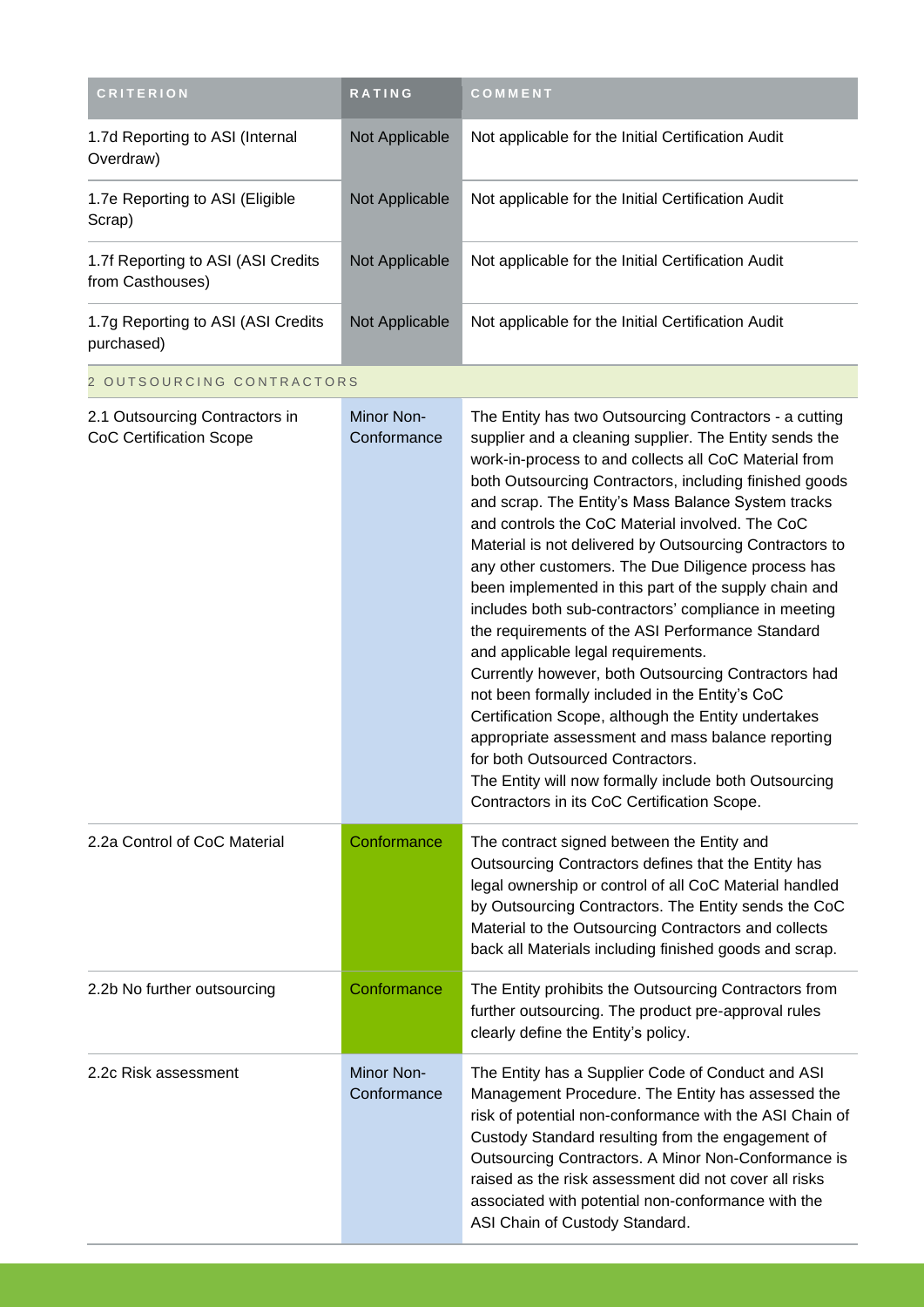| CRITERION | RATING | COMMENT |
| --- | --- | --- |
| 1.7d Reporting to ASI (Internal Overdraw) | Not Applicable | Not applicable for the Initial Certification Audit |
| 1.7e Reporting to ASI (Eligible Scrap) | Not Applicable | Not applicable for the Initial Certification Audit |
| 1.7f Reporting to ASI (ASI Credits from Casthouses) | Not Applicable | Not applicable for the Initial Certification Audit |
| 1.7g Reporting to ASI (ASI Credits purchased) | Not Applicable | Not applicable for the Initial Certification Audit |
| 2 OUTSOURCING CONTRACTORS | | |
| 2.1 Outsourcing Contractors in CoC Certification Scope | Minor Non-Conformance | The Entity has two Outsourcing Contractors - a cutting supplier and a cleaning supplier. The Entity sends the work-in-process to and collects all CoC Material from both Outsourcing Contractors, including finished goods and scrap. The Entity's Mass Balance System tracks and controls the CoC Material involved. The CoC Material is not delivered by Outsourcing Contractors to any other customers. The Due Diligence process has been implemented in this part of the supply chain and includes both sub-contractors' compliance in meeting the requirements of the ASI Performance Standard and applicable legal requirements.<br>Currently however, both Outsourcing Contractors had not been formally included in the Entity's CoC Certification Scope, although the Entity undertakes appropriate assessment and mass balance reporting for both Outsourced Contractors.<br>The Entity will now formally include both Outsourcing Contractors in its CoC Certification Scope. |
| 2.2a Control of CoC Material | Conformance | The contract signed between the Entity and Outsourcing Contractors defines that the Entity has legal ownership or control of all CoC Material handled by Outsourcing Contractors. The Entity sends the CoC Material to the Outsourcing Contractors and collects back all Materials including finished goods and scrap. |
| 2.2b No further outsourcing | Conformance | The Entity prohibits the Outsourcing Contractors from further outsourcing. The product pre-approval rules clearly define the Entity's policy. |
| 2.2c Risk assessment | Minor Non-Conformance | The Entity has a Supplier Code of Conduct and ASI Management Procedure. The Entity has assessed the risk of potential non-conformance with the ASI Chain of Custody Standard resulting from the engagement of Outsourcing Contractors. A Minor Non-Conformance is raised as the risk assessment did not cover all risks associated with potential non-conformance with the ASI Chain of Custody Standard. |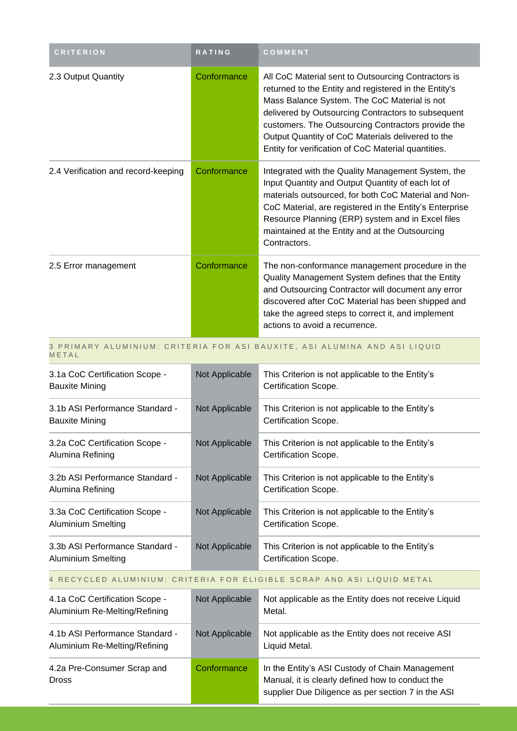| CRITERION | RATING | COMMENT |
|---|---|---|
| 2.3 Output Quantity | Conformance | All CoC Material sent to Outsourcing Contractors is returned to the Entity and registered in the Entity's Mass Balance System. The CoC Material is not delivered by Outsourcing Contractors to subsequent customers. The Outsourcing Contractors provide the Output Quantity of CoC Materials delivered to the Entity for verification of CoC Material quantities. |
| 2.4 Verification and record-keeping | Conformance | Integrated with the Quality Management System, the Input Quantity and Output Quantity of each lot of materials outsourced, for both CoC Material and Non-CoC Material, are registered in the Entity's Enterprise Resource Planning (ERP) system and in Excel files maintained at the Entity and at the Outsourcing Contractors. |
| 2.5 Error management | Conformance | The non-conformance management procedure in the Quality Management System defines that the Entity and Outsourcing Contractor will document any error discovered after CoC Material has been shipped and take the agreed steps to correct it, and implement actions to avoid a recurrence. |
| **3 PRIMARY ALUMINIUM: CRITERIA FOR ASI BAUXITE, ASI ALUMINA AND ASI LIQUID METAL** | | |
| 3.1a CoC Certification Scope - Bauxite Mining | Not Applicable | This Criterion is not applicable to the Entity's Certification Scope. |
| 3.1b ASI Performance Standard - Bauxite Mining | Not Applicable | This Criterion is not applicable to the Entity's Certification Scope. |
| 3.2a CoC Certification Scope - Alumina Refining | Not Applicable | This Criterion is not applicable to the Entity's Certification Scope. |
| 3.2b ASI Performance Standard - Alumina Refining | Not Applicable | This Criterion is not applicable to the Entity's Certification Scope. |
| 3.3a CoC Certification Scope - Aluminium Smelting | Not Applicable | This Criterion is not applicable to the Entity's Certification Scope. |
| 3.3b ASI Performance Standard - Aluminium Smelting | Not Applicable | This Criterion is not applicable to the Entity's Certification Scope. |
| **4 RECYCLED ALUMINIUM: CRITERIA FOR ELIGIBLE SCRAP AND ASI LIQUID METAL** | | |
| 4.1a CoC Certification Scope - Aluminium Re-Melting/Refining | Not Applicable | Not applicable as the Entity does not receive Liquid Metal. |
| 4.1b ASI Performance Standard - Aluminium Re-Melting/Refining | Not Applicable | Not applicable as the Entity does not receive ASI Liquid Metal. |
| 4.2a Pre-Consumer Scrap and Dross | Conformance | In the Entity's ASI Custody of Chain Management Manual, it is clearly defined how to conduct the supplier Due Diligence as per section 7 in the ASI |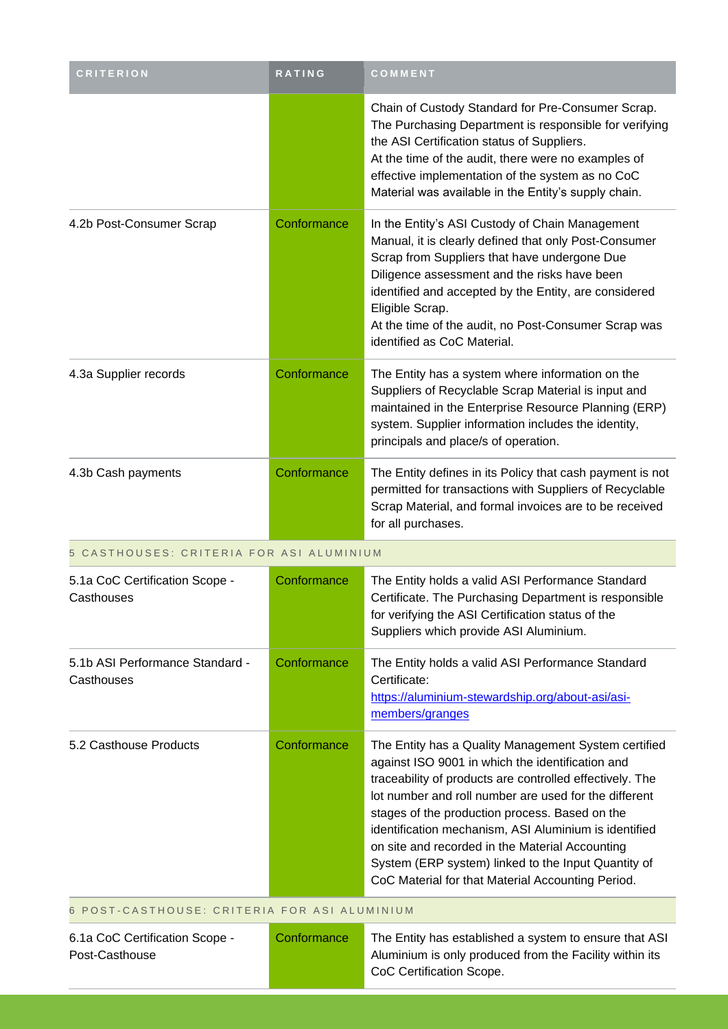| CRITERION | RATING | COMMENT |
|---|---|---|
| | | Chain of Custody Standard for Pre-Consumer Scrap. The Purchasing Department is responsible for verifying the ASI Certification status of Suppliers.<br>At the time of the audit, there were no examples of effective implementation of the system as no CoC Material was available in the Entity's supply chain. |
| 4.2b Post-Consumer Scrap | Conformance | In the Entity's ASI Custody of Chain Management Manual, it is clearly defined that only Post-Consumer Scrap from Suppliers that have undergone Due Diligence assessment and the risks have been identified and accepted by the Entity, are considered Eligible Scrap.<br>At the time of the audit, no Post-Consumer Scrap was identified as CoC Material. |
| 4.3a Supplier records | Conformance | The Entity has a system where information on the Suppliers of Recyclable Scrap Material is input and maintained in the Enterprise Resource Planning (ERP) system. Supplier information includes the identity, principals and place/s of operation. |
| 4.3b Cash payments | Conformance | The Entity defines in its Policy that cash payment is not permitted for transactions with Suppliers of Recyclable Scrap Material, and formal invoices are to be received for all purchases. |
| 5 CASTHOUSES: CRITERIA FOR ASI ALUMINIUM | | |
| 5.1a CoC Certification Scope - Casthouses | Conformance | The Entity holds a valid ASI Performance Standard Certificate. The Purchasing Department is responsible for verifying the ASI Certification status of the Suppliers which provide ASI Aluminium. |
| 5.1b ASI Performance Standard - Casthouses | Conformance | The Entity holds a valid ASI Performance Standard Certificate:<br>https://aluminium-stewardship.org/about-asi/asi-members/granges |
| 5.2 Casthouse Products | Conformance | The Entity has a Quality Management System certified against ISO 9001 in which the identification and traceability of products are controlled effectively. The lot number and roll number are used for the different stages of the production process. Based on the identification mechanism, ASI Aluminium is identified on site and recorded in the Material Accounting System (ERP system) linked to the Input Quantity of CoC Material for that Material Accounting Period. |
| 6 POST-CASTHOUSE: CRITERIA FOR ASI ALUMINIUM | | |
| 6.1a CoC Certification Scope - Post-Casthouse | Conformance | The Entity has established a system to ensure that ASI Aluminium is only produced from the Facility within its CoC Certification Scope. |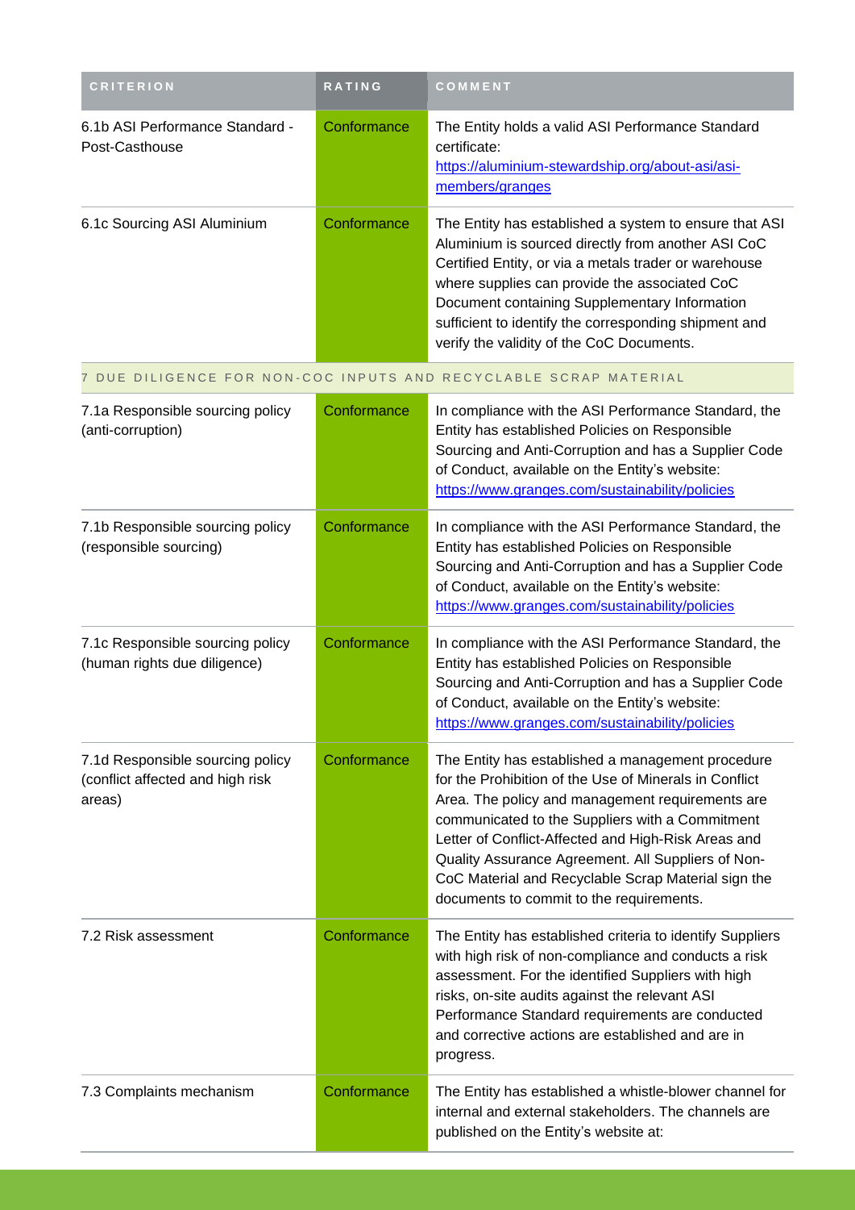| CRITERION | RATING | COMMENT |
| --- | --- | --- |
| 6.1b ASI Performance Standard - Post-Casthouse | Conformance | The Entity holds a valid ASI Performance Standard certificate: https://aluminium-stewardship.org/about-asi/asi-members/granges |
| 6.1c Sourcing ASI Aluminium | Conformance | The Entity has established a system to ensure that ASI Aluminium is sourced directly from another ASI CoC Certified Entity, or via a metals trader or warehouse where supplies can provide the associated CoC Document containing Supplementary Information sufficient to identify the corresponding shipment and verify the validity of the CoC Documents. |
| 7 DUE DILIGENCE FOR NON-COC INPUTS AND RECYCLABLE SCRAP MATERIAL | | |
| 7.1a Responsible sourcing policy (anti-corruption) | Conformance | In compliance with the ASI Performance Standard, the Entity has established Policies on Responsible Sourcing and Anti-Corruption and has a Supplier Code of Conduct, available on the Entity's website: https://www.granges.com/sustainability/policies |
| 7.1b Responsible sourcing policy (responsible sourcing) | Conformance | In compliance with the ASI Performance Standard, the Entity has established Policies on Responsible Sourcing and Anti-Corruption and has a Supplier Code of Conduct, available on the Entity's website: https://www.granges.com/sustainability/policies |
| 7.1c Responsible sourcing policy (human rights due diligence) | Conformance | In compliance with the ASI Performance Standard, the Entity has established Policies on Responsible Sourcing and Anti-Corruption and has a Supplier Code of Conduct, available on the Entity's website: https://www.granges.com/sustainability/policies |
| 7.1d Responsible sourcing policy (conflict affected and high risk areas) | Conformance | The Entity has established a management procedure for the Prohibition of the Use of Minerals in Conflict Area. The policy and management requirements are communicated to the Suppliers with a Commitment Letter of Conflict-Affected and High-Risk Areas and Quality Assurance Agreement. All Suppliers of Non-CoC Material and Recyclable Scrap Material sign the documents to commit to the requirements. |
| 7.2 Risk assessment | Conformance | The Entity has established criteria to identify Suppliers with high risk of non-compliance and conducts a risk assessment. For the identified Suppliers with high risks, on-site audits against the relevant ASI Performance Standard requirements are conducted and corrective actions are established and are in progress. |
| 7.3 Complaints mechanism | Conformance | The Entity has established a whistle-blower channel for internal and external stakeholders. The channels are published on the Entity's website at: |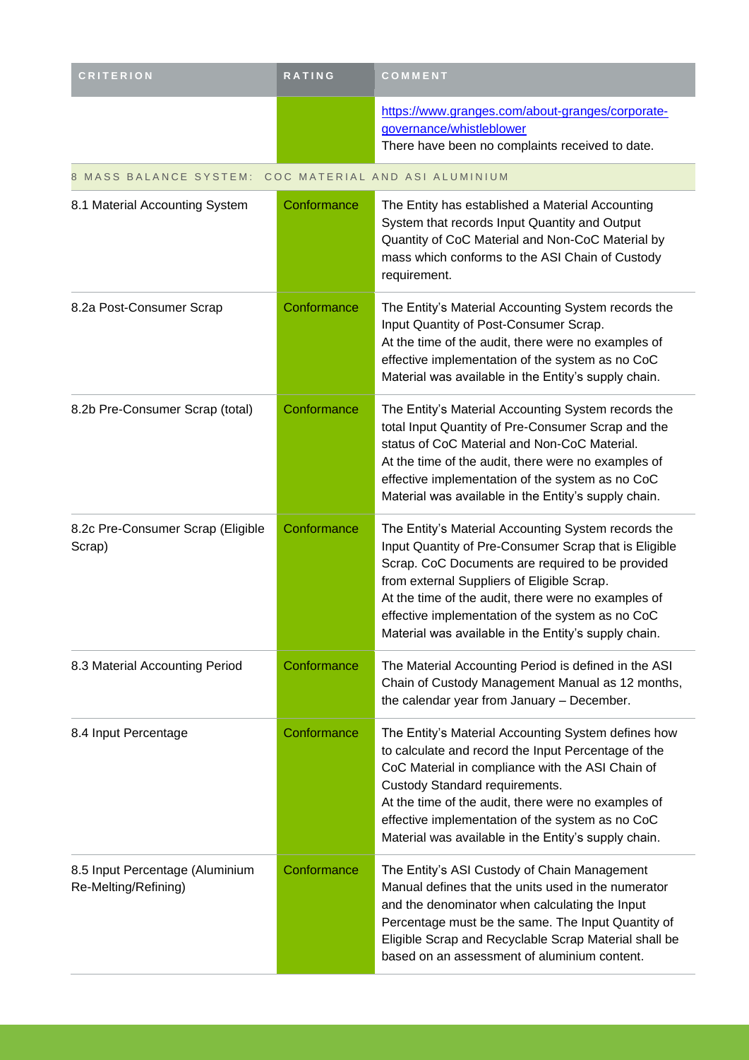| CRITERION | RATING | COMMENT |
| --- | --- | --- |
| | | https://www.granges.com/about-granges/corporate-governance/whistleblower<br>There have been no complaints received to date. |
| **8 MASS BALANCE SYSTEM: COC MATERIAL AND ASI ALUMINIUM** | | |
| 8.1 Material Accounting System | Conformance | The Entity has established a Material Accounting System that records Input Quantity and Output Quantity of CoC Material and Non-CoC Material by mass which conforms to the ASI Chain of Custody requirement. |
| 8.2a Post-Consumer Scrap | Conformance | The Entity's Material Accounting System records the Input Quantity of Post-Consumer Scrap.<br>At the time of the audit, there were no examples of effective implementation of the system as no CoC Material was available in the Entity's supply chain. |
| 8.2b Pre-Consumer Scrap (total) | Conformance | The Entity's Material Accounting System records the total Input Quantity of Pre-Consumer Scrap and the status of CoC Material and Non-CoC Material.<br>At the time of the audit, there were no examples of effective implementation of the system as no CoC Material was available in the Entity's supply chain. |
| 8.2c Pre-Consumer Scrap (Eligible Scrap) | Conformance | The Entity's Material Accounting System records the Input Quantity of Pre-Consumer Scrap that is Eligible Scrap. CoC Documents are required to be provided from external Suppliers of Eligible Scrap.<br>At the time of the audit, there were no examples of effective implementation of the system as no CoC Material was available in the Entity's supply chain. |
| 8.3 Material Accounting Period | Conformance | The Material Accounting Period is defined in the ASI Chain of Custody Management Manual as 12 months, the calendar year from January – December. |
| 8.4 Input Percentage | Conformance | The Entity's Material Accounting System defines how to calculate and record the Input Percentage of the CoC Material in compliance with the ASI Chain of Custody Standard requirements.<br>At the time of the audit, there were no examples of effective implementation of the system as no CoC Material was available in the Entity's supply chain. |
| 8.5 Input Percentage (Aluminium Re-Melting/Refining) | Conformance | The Entity's ASI Custody of Chain Management Manual defines that the units used in the numerator and the denominator when calculating the Input Percentage must be the same. The Input Quantity of Eligible Scrap and Recyclable Scrap Material shall be based on an assessment of aluminium content. |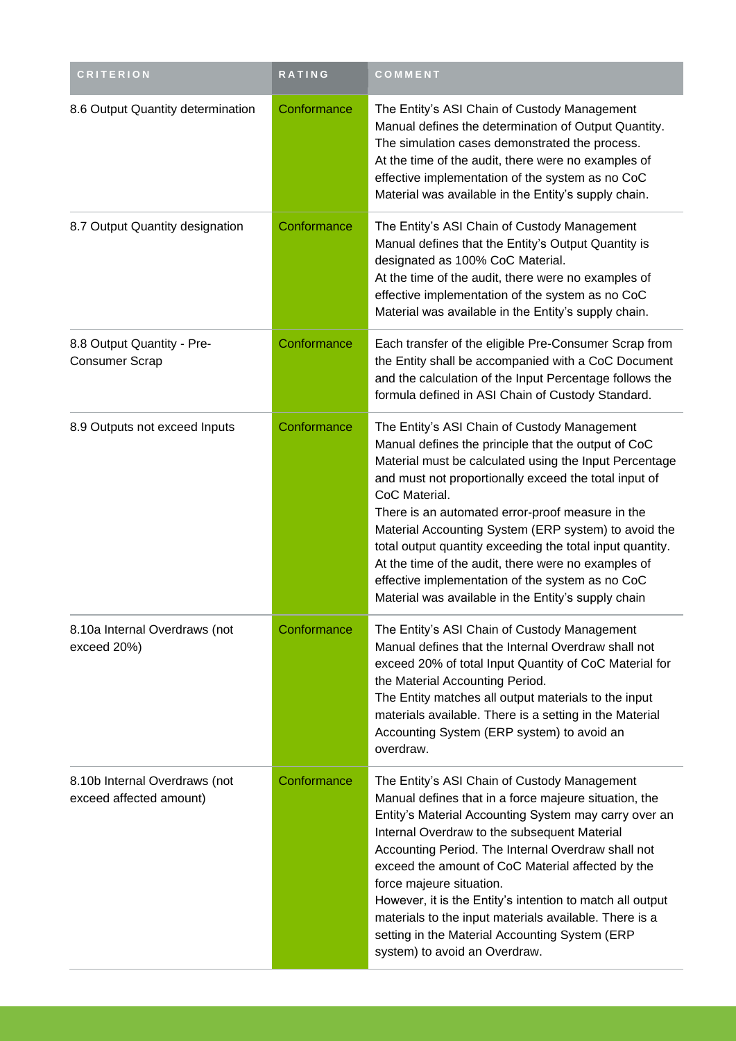| CRITERION | RATING | COMMENT |
| --- | --- | --- |
| 8.6 Output Quantity determination | Conformance | The Entity's ASI Chain of Custody Management Manual defines the determination of Output Quantity. The simulation cases demonstrated the process.<br>At the time of the audit, there were no examples of effective implementation of the system as no CoC Material was available in the Entity's supply chain. |
| 8.7 Output Quantity designation | Conformance | The Entity's ASI Chain of Custody Management Manual defines that the Entity's Output Quantity is designated as 100% CoC Material.<br>At the time of the audit, there were no examples of effective implementation of the system as no CoC Material was available in the Entity's supply chain. |
| 8.8 Output Quantity - Pre-Consumer Scrap | Conformance | Each transfer of the eligible Pre-Consumer Scrap from the Entity shall be accompanied with a CoC Document and the calculation of the Input Percentage follows the formula defined in ASI Chain of Custody Standard. |
| 8.9 Outputs not exceed Inputs | Conformance | The Entity's ASI Chain of Custody Management Manual defines the principle that the output of CoC Material must be calculated using the Input Percentage and must not proportionally exceed the total input of CoC Material.<br>There is an automated error-proof measure in the Material Accounting System (ERP system) to avoid the total output quantity exceeding the total input quantity.<br>At the time of the audit, there were no examples of effective implementation of the system as no CoC Material was available in the Entity's supply chain |
| 8.10a Internal Overdraws (not exceed 20%) | Conformance | The Entity's ASI Chain of Custody Management Manual defines that the Internal Overdraw shall not exceed 20% of total Input Quantity of CoC Material for the Material Accounting Period.<br>The Entity matches all output materials to the input materials available. There is a setting in the Material Accounting System (ERP system) to avoid an overdraw. |
| 8.10b Internal Overdraws (not exceed affected amount) | Conformance | The Entity's ASI Chain of Custody Management Manual defines that in a force majeure situation, the Entity's Material Accounting System may carry over an Internal Overdraw to the subsequent Material Accounting Period. The Internal Overdraw shall not exceed the amount of CoC Material affected by the force majeure situation.<br>However, it is the Entity's intention to match all output materials to the input materials available. There is a setting in the Material Accounting System (ERP system) to avoid an Overdraw. |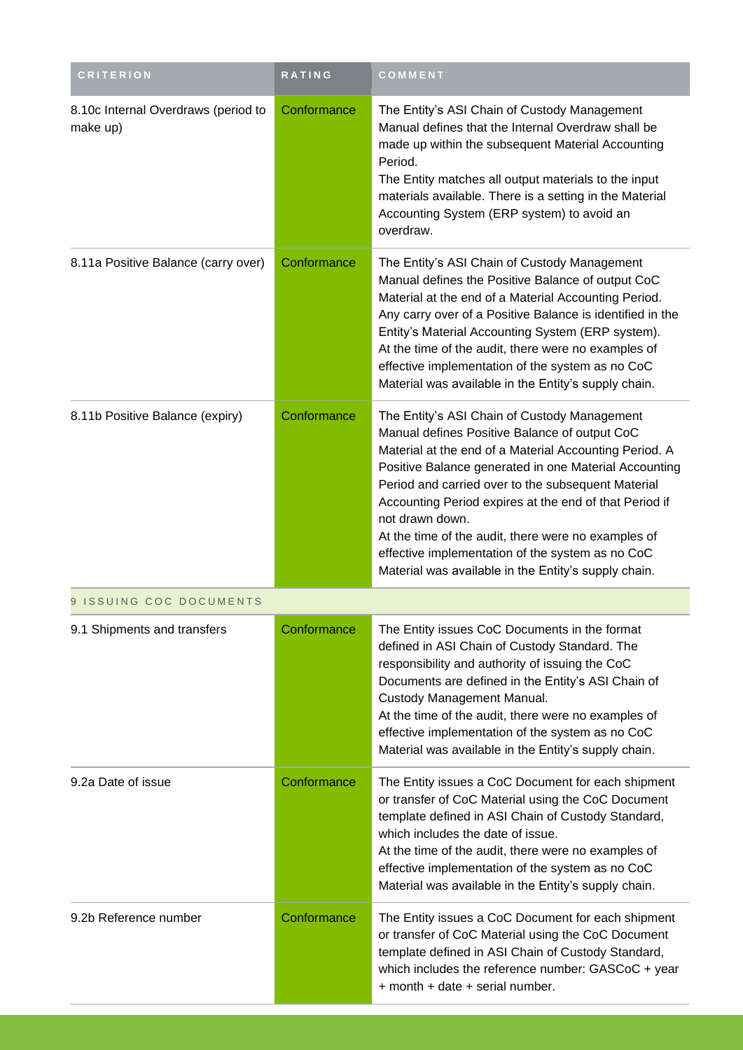| CRITERION | RATING | COMMENT |
| --- | --- | --- |
| 8.10c Internal Overdraws (period to make up) | Conformance | The Entity's ASI Chain of Custody Management Manual defines that the Internal Overdraw shall be made up within the subsequent Material Accounting Period.<br>The Entity matches all output materials to the input materials available. There is a setting in the Material Accounting System (ERP system) to avoid an overdraw. |
| 8.11a Positive Balance (carry over) | Conformance | The Entity's ASI Chain of Custody Management Manual defines the Positive Balance of output CoC Material at the end of a Material Accounting Period. Any carry over of a Positive Balance is identified in the Entity's Material Accounting System (ERP system).<br>At the time of the audit, there were no examples of effective implementation of the system as no CoC Material was available in the Entity's supply chain. |
| 8.11b Positive Balance (expiry) | Conformance | The Entity's ASI Chain of Custody Management Manual defines Positive Balance of output CoC Material at the end of a Material Accounting Period. A Positive Balance generated in one Material Accounting Period and carried over to the subsequent Material Accounting Period expires at the end of that Period if not drawn down.<br>At the time of the audit, there were no examples of effective implementation of the system as no CoC Material was available in the Entity's supply chain. |
| 9 ISSUING COC DOCUMENTS | | |
| 9.1 Shipments and transfers | Conformance | The Entity issues CoC Documents in the format defined in ASI Chain of Custody Standard. The responsibility and authority of issuing the CoC Documents are defined in the Entity's ASI Chain of Custody Management Manual.<br>At the time of the audit, there were no examples of effective implementation of the system as no CoC Material was available in the Entity's supply chain. |
| 9.2a Date of issue | Conformance | The Entity issues a CoC Document for each shipment or transfer of CoC Material using the CoC Document template defined in ASI Chain of Custody Standard, which includes the date of issue.<br>At the time of the audit, there were no examples of effective implementation of the system as no CoC Material was available in the Entity's supply chain. |
| 9.2b Reference number | Conformance | The Entity issues a CoC Document for each shipment or transfer of CoC Material using the CoC Document template defined in ASI Chain of Custody Standard, which includes the reference number: GASCoC + year + month + date + serial number. |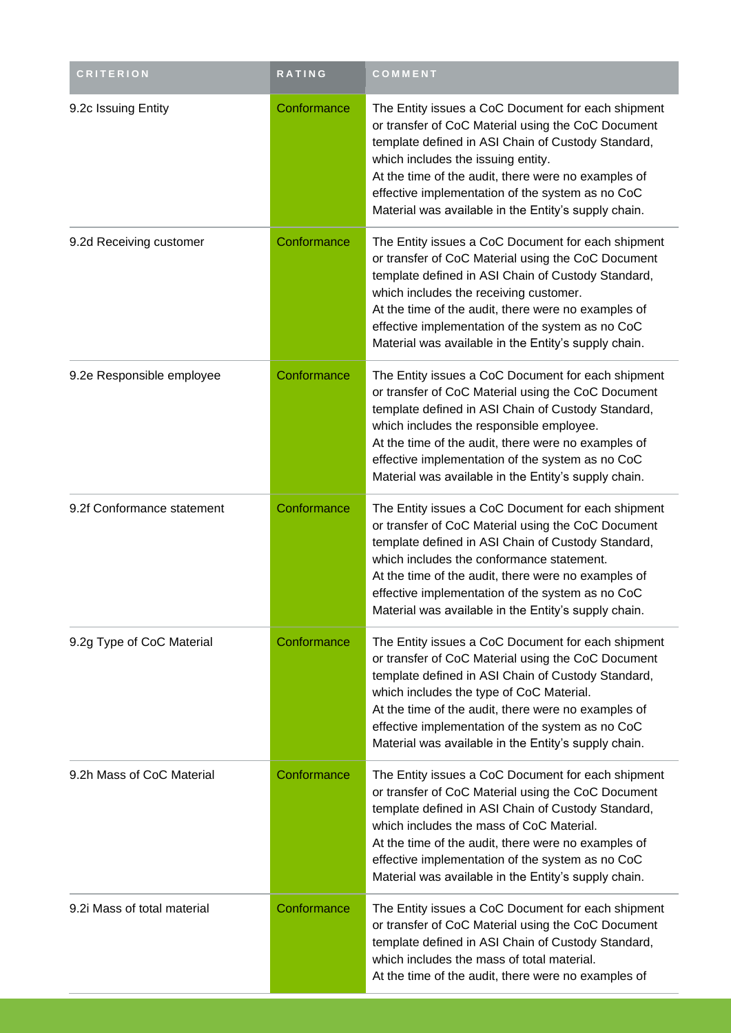| CRITERION | RATING | COMMENT |
|---|---|---|
| 9.2c Issuing Entity | Conformance | The Entity issues a CoC Document for each shipment or transfer of CoC Material using the CoC Document template defined in ASI Chain of Custody Standard, which includes the issuing entity.<br>At the time of the audit, there were no examples of effective implementation of the system as no CoC Material was available in the Entity's supply chain. |
| 9.2d Receiving customer | Conformance | The Entity issues a CoC Document for each shipment or transfer of CoC Material using the CoC Document template defined in ASI Chain of Custody Standard, which includes the receiving customer.<br>At the time of the audit, there were no examples of effective implementation of the system as no CoC Material was available in the Entity's supply chain. |
| 9.2e Responsible employee | Conformance | The Entity issues a CoC Document for each shipment or transfer of CoC Material using the CoC Document template defined in ASI Chain of Custody Standard, which includes the responsible employee.<br>At the time of the audit, there were no examples of effective implementation of the system as no CoC Material was available in the Entity's supply chain. |
| 9.2f Conformance statement | Conformance | The Entity issues a CoC Document for each shipment or transfer of CoC Material using the CoC Document template defined in ASI Chain of Custody Standard, which includes the conformance statement.<br>At the time of the audit, there were no examples of effective implementation of the system as no CoC Material was available in the Entity's supply chain. |
| 9.2g Type of CoC Material | Conformance | The Entity issues a CoC Document for each shipment or transfer of CoC Material using the CoC Document template defined in ASI Chain of Custody Standard, which includes the type of CoC Material.<br>At the time of the audit, there were no examples of effective implementation of the system as no CoC Material was available in the Entity's supply chain. |
| 9.2h Mass of CoC Material | Conformance | The Entity issues a CoC Document for each shipment or transfer of CoC Material using the CoC Document template defined in ASI Chain of Custody Standard, which includes the mass of CoC Material.<br>At the time of the audit, there were no examples of effective implementation of the system as no CoC Material was available in the Entity's supply chain. |
| 9.2i Mass of total material | Conformance | The Entity issues a CoC Document for each shipment or transfer of CoC Material using the CoC Document template defined in ASI Chain of Custody Standard, which includes the mass of total material.<br>At the time of the audit, there were no examples of |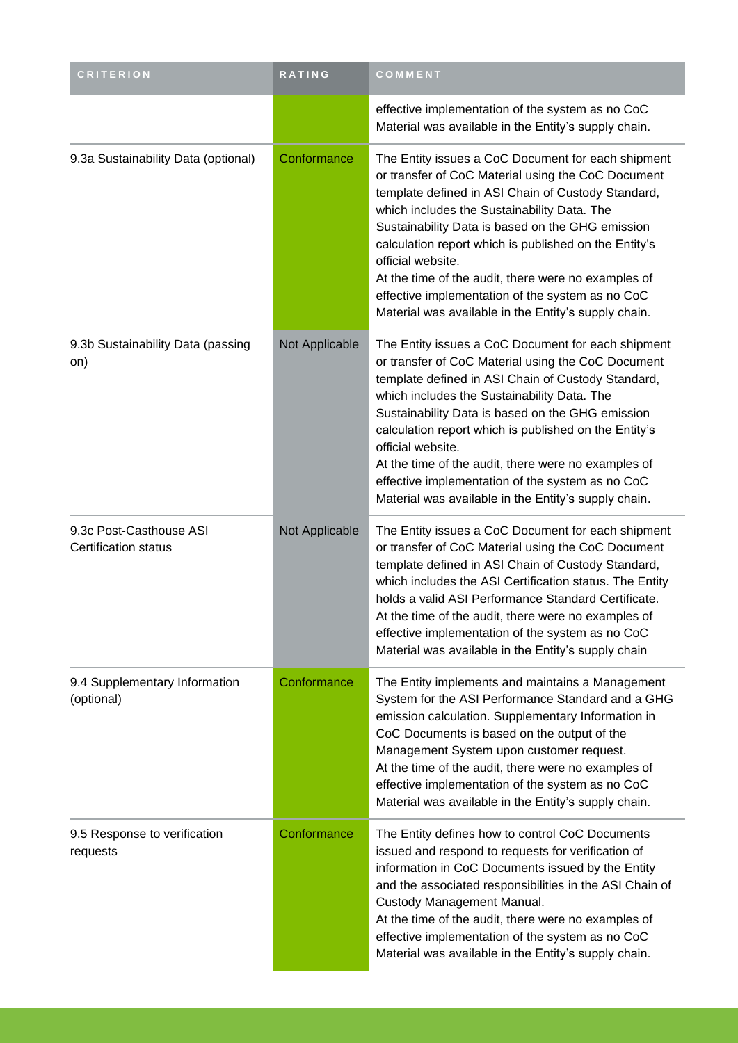| CRITERION | RATING | COMMENT |
| --- | --- | --- |
| | | effective implementation of the system as no CoC Material was available in the Entity's supply chain. |
| 9.3a Sustainability Data (optional) | Conformance | The Entity issues a CoC Document for each shipment or transfer of CoC Material using the CoC Document template defined in ASI Chain of Custody Standard, which includes the Sustainability Data. The Sustainability Data is based on the GHG emission calculation report which is published on the Entity's official website.<br>At the time of the audit, there were no examples of effective implementation of the system as no CoC Material was available in the Entity's supply chain. |
| 9.3b Sustainability Data (passing on) | Not Applicable | The Entity issues a CoC Document for each shipment or transfer of CoC Material using the CoC Document template defined in ASI Chain of Custody Standard, which includes the Sustainability Data. The Sustainability Data is based on the GHG emission calculation report which is published on the Entity's official website.<br>At the time of the audit, there were no examples of effective implementation of the system as no CoC Material was available in the Entity's supply chain. |
| 9.3c Post-Casthouse ASI Certification status | Not Applicable | The Entity issues a CoC Document for each shipment or transfer of CoC Material using the CoC Document template defined in ASI Chain of Custody Standard, which includes the ASI Certification status. The Entity holds a valid ASI Performance Standard Certificate.<br>At the time of the audit, there were no examples of effective implementation of the system as no CoC Material was available in the Entity's supply chain |
| 9.4 Supplementary Information (optional) | Conformance | The Entity implements and maintains a Management System for the ASI Performance Standard and a GHG emission calculation. Supplementary Information in CoC Documents is based on the output of the Management System upon customer request.<br>At the time of the audit, there were no examples of effective implementation of the system as no CoC Material was available in the Entity's supply chain. |
| 9.5 Response to verification requests | Conformance | The Entity defines how to control CoC Documents issued and respond to requests for verification of information in CoC Documents issued by the Entity and the associated responsibilities in the ASI Chain of Custody Management Manual.<br>At the time of the audit, there were no examples of effective implementation of the system as no CoC Material was available in the Entity's supply chain. |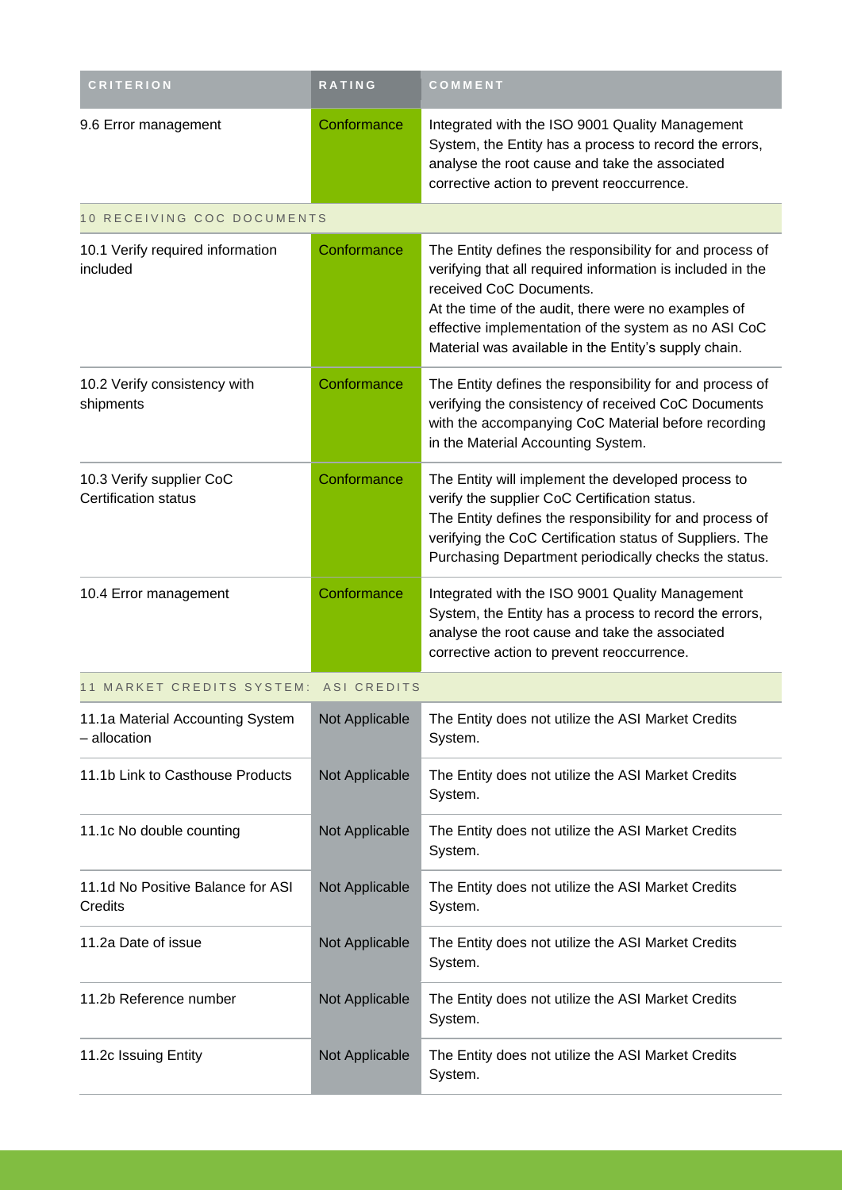| CRITERION | RATING | COMMENT |
| --- | --- | --- |
| 9.6 Error management | Conformance | Integrated with the ISO 9001 Quality Management System, the Entity has a process to record the errors, analyse the root cause and take the associated corrective action to prevent reoccurrence. |
| 10 RECEIVING COC DOCUMENTS | | |
| 10.1 Verify required information included | Conformance | The Entity defines the responsibility for and process of verifying that all required information is included in the received CoC Documents.<br>At the time of the audit, there were no examples of effective implementation of the system as no ASI CoC Material was available in the Entity's supply chain. |
| 10.2 Verify consistency with shipments | Conformance | The Entity defines the responsibility for and process of verifying the consistency of received CoC Documents with the accompanying CoC Material before recording in the Material Accounting System. |
| 10.3 Verify supplier CoC Certification status | Conformance | The Entity will implement the developed process to verify the supplier CoC Certification status.<br>The Entity defines the responsibility for and process of verifying the CoC Certification status of Suppliers. The Purchasing Department periodically checks the status. |
| 10.4 Error management | Conformance | Integrated with the ISO 9001 Quality Management System, the Entity has a process to record the errors, analyse the root cause and take the associated corrective action to prevent reoccurrence. |
| 11 MARKET CREDITS SYSTEM: ASI CREDITS | | |
| 11.1a Material Accounting System – allocation | Not Applicable | The Entity does not utilize the ASI Market Credits System. |
| 11.1b Link to Casthouse Products | Not Applicable | The Entity does not utilize the ASI Market Credits System. |
| 11.1c No double counting | Not Applicable | The Entity does not utilize the ASI Market Credits System. |
| 11.1d No Positive Balance for ASI Credits | Not Applicable | The Entity does not utilize the ASI Market Credits System. |
| 11.2a Date of issue | Not Applicable | The Entity does not utilize the ASI Market Credits System. |
| 11.2b Reference number | Not Applicable | The Entity does not utilize the ASI Market Credits System. |
| 11.2c Issuing Entity | Not Applicable | The Entity does not utilize the ASI Market Credits System. |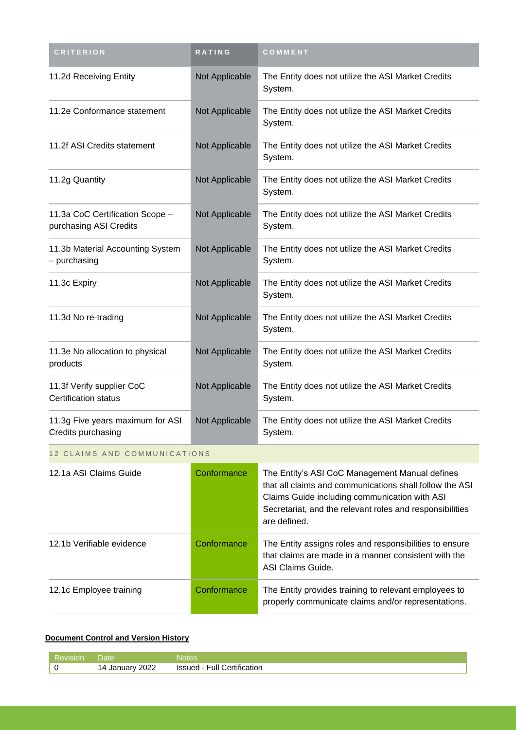| CRITERION | RATING | COMMENT |
|---|---|---|
| 11.2d Receiving Entity | Not Applicable | The Entity does not utilize the ASI Market Credits System. |
| 11.2e Conformance statement | Not Applicable | The Entity does not utilize the ASI Market Credits System. |
| 11.2f ASI Credits statement | Not Applicable | The Entity does not utilize the ASI Market Credits System. |
| 11.2g Quantity | Not Applicable | The Entity does not utilize the ASI Market Credits System. |
| 11.3a CoC Certification Scope – purchasing ASI Credits | Not Applicable | The Entity does not utilize the ASI Market Credits System. |
| 11.3b Material Accounting System – purchasing | Not Applicable | The Entity does not utilize the ASI Market Credits System. |
| 11.3c Expiry | Not Applicable | The Entity does not utilize the ASI Market Credits System. |
| 11.3d No re-trading | Not Applicable | The Entity does not utilize the ASI Market Credits System. |
| 11.3e No allocation to physical products | Not Applicable | The Entity does not utilize the ASI Market Credits System. |
| 11.3f Verify supplier CoC Certification status | Not Applicable | The Entity does not utilize the ASI Market Credits System. |
| 11.3g Five years maximum for ASI Credits purchasing | Not Applicable | The Entity does not utilize the ASI Market Credits System. |
| 12 CLAIMS AND COMMUNICATIONS | | |
| 12.1a ASI Claims Guide | Conformance | The Entity's ASI CoC Management Manual defines that all claims and communications shall follow the ASI Claims Guide including communication with ASI Secretariat, and the relevant roles and responsibilities are defined. |
| 12.1b Verifiable evidence | Conformance | The Entity assigns roles and responsibilities to ensure that claims are made in a manner consistent with the ASI Claims Guide. |
| 12.1c Employee training | Conformance | The Entity provides training to relevant employees to properly communicate claims and/or representations. |

**Document Control and Version History**

| Revision | Date | Notes |
|---|---|---|
| 0 | 14 January 2022 | Issued - Full Certification |